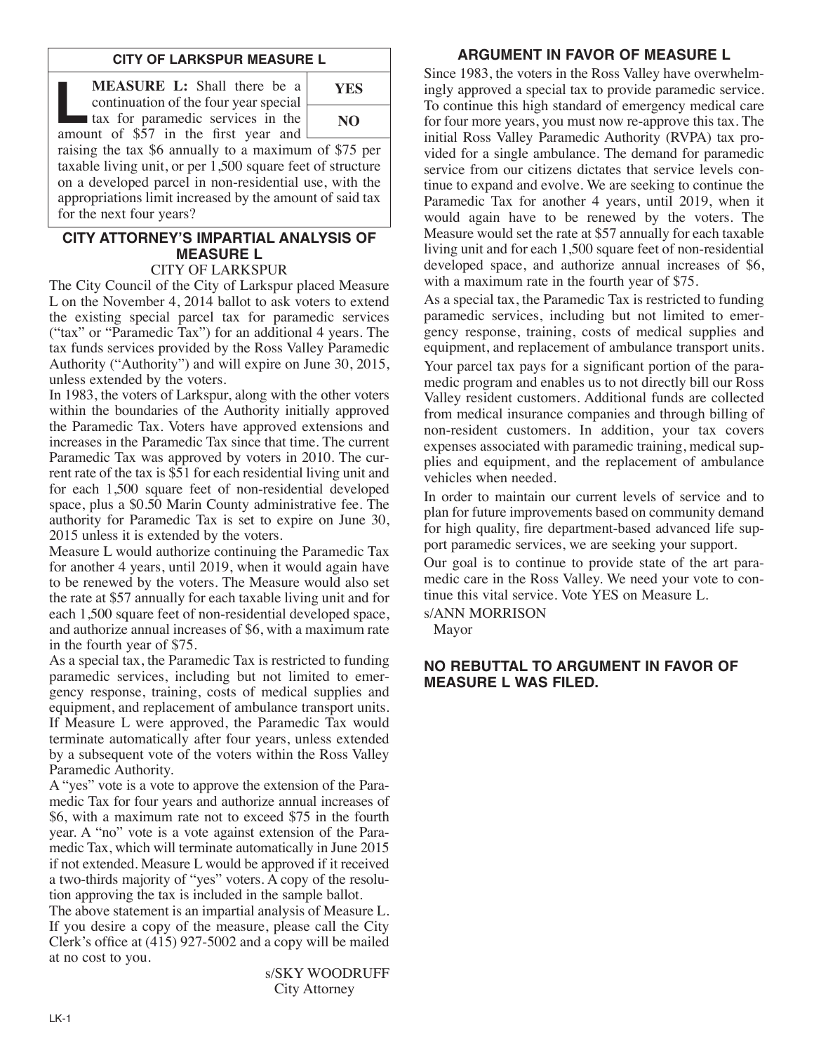## CITY OF LARKSPUR MEASURE L

**MEASURE L:** Shall there be a continuation of the four year special tax for paramedic services in the amount of $57 in the first year and raising the tax $6 annually to a maximum of $75 per taxable living unit, or per 1,500 square feet of structure on a developed parcel in non-residential use, with the appropriations limit increased by the amount of said tax for the next four years?

| | |
|---|---|
| YES | |
| NO | |

## CITY ATTORNEY'S IMPARTIAL ANALYSIS OF MEASURE L

CITY OF LARKSPUR

The City Council of the City of Larkspur placed Measure L on the November 4, 2014 ballot to ask voters to extend the existing special parcel tax for paramedic services ("tax" or "Paramedic Tax") for an additional 4 years. The tax funds services provided by the Ross Valley Paramedic Authority ("Authority") and will expire on June 30, 2015, unless extended by the voters.

In 1983, the voters of Larkspur, along with the other voters within the boundaries of the Authority initially approved the Paramedic Tax. Voters have approved extensions and increases in the Paramedic Tax since that time. The current Paramedic Tax was approved by voters in 2010. The current rate of the tax is $51 for each residential living unit and for each 1,500 square feet of non-residential developed space, plus a $0.50 Marin County administrative fee. The authority for Paramedic Tax is set to expire on June 30, 2015 unless it is extended by the voters.

Measure L would authorize continuing the Paramedic Tax for another 4 years, until 2019, when it would again have to be renewed by the voters. The Measure would also set the rate at $57 annually for each taxable living unit and for each 1,500 square feet of non-residential developed space, and authorize annual increases of $6, with a maximum rate in the fourth year of $75.

As a special tax, the Paramedic Tax is restricted to funding paramedic services, including but not limited to emergency response, training, costs of medical supplies and equipment, and replacement of ambulance transport units. If Measure L were approved, the Paramedic Tax would terminate automatically after four years, unless extended by a subsequent vote of the voters within the Ross Valley Paramedic Authority.

A "yes" vote is a vote to approve the extension of the Paramedic Tax for four years and authorize annual increases of $6, with a maximum rate not to exceed $75 in the fourth year. A "no" vote is a vote against extension of the Paramedic Tax, which will terminate automatically in June 2015 if not extended. Measure L would be approved if it received a two-thirds majority of "yes" voters. A copy of the resolution approving the tax is included in the sample ballot.

The above statement is an impartial analysis of Measure L. If you desire a copy of the measure, please call the City Clerk's office at (415) 927-5002 and a copy will be mailed at no cost to you.

s/SKY WOODRUFF
City Attorney

## ARGUMENT IN FAVOR OF MEASURE L

Since 1983, the voters in the Ross Valley have overwhelmingly approved a special tax to provide paramedic service. To continue this high standard of emergency medical care for four more years, you must now re-approve this tax. The initial Ross Valley Paramedic Authority (RVPA) tax provided for a single ambulance. The demand for paramedic service from our citizens dictates that service levels continue to expand and evolve. We are seeking to continue the Paramedic Tax for another 4 years, until 2019, when it would again have to be renewed by the voters. The Measure would set the rate at $57 annually for each taxable living unit and for each 1,500 square feet of non-residential developed space, and authorize annual increases of $6, with a maximum rate in the fourth year of $75.

As a special tax, the Paramedic Tax is restricted to funding paramedic services, including but not limited to emergency response, training, costs of medical supplies and equipment, and replacement of ambulance transport units.

Your parcel tax pays for a significant portion of the paramedic program and enables us to not directly bill our Ross Valley resident customers. Additional funds are collected from medical insurance companies and through billing of non-resident customers. In addition, your tax covers expenses associated with paramedic training, medical supplies and equipment, and the replacement of ambulance vehicles when needed.

In order to maintain our current levels of service and to plan for future improvements based on community demand for high quality, fire department-based advanced life support paramedic services, we are seeking your support.

Our goal is to continue to provide state of the art paramedic care in the Ross Valley. We need your vote to continue this vital service. Vote YES on Measure L.

s/ANN MORRISON
Mayor

## NO REBUTTAL TO ARGUMENT IN FAVOR OF MEASURE L WAS FILED.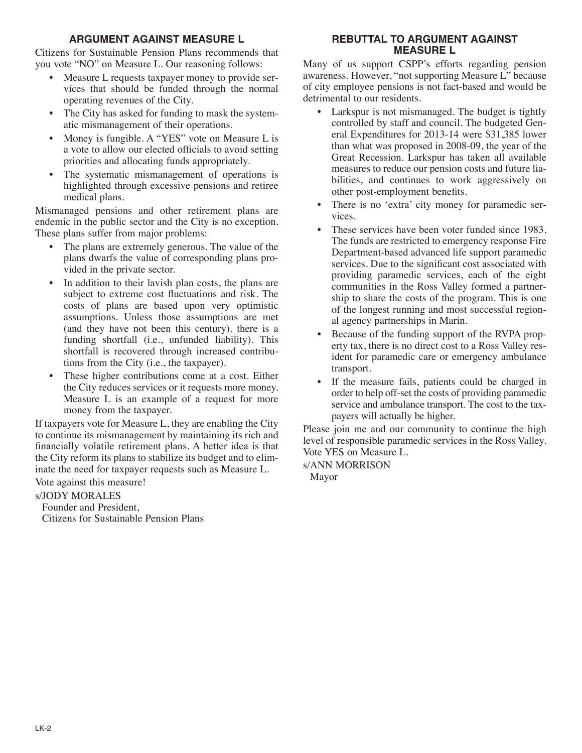## ARGUMENT AGAINST MEASURE L

Citizens for Sustainable Pension Plans recommends that you vote "NO" on Measure L. Our reasoning follows:

- Measure L requests taxpayer money to provide services that should be funded through the normal operating revenues of the City.
- The City has asked for funding to mask the systematic mismanagement of their operations.
- Money is fungible. A "YES" vote on Measure L is a vote to allow our elected officials to avoid setting priorities and allocating funds appropriately.
- The systematic mismanagement of operations is highlighted through excessive pensions and retiree medical plans.

Mismanaged pensions and other retirement plans are endemic in the public sector and the City is no exception. These plans suffer from major problems:

- The plans are extremely generous. The value of the plans dwarfs the value of corresponding plans provided in the private sector.
- In addition to their lavish plan costs, the plans are subject to extreme cost fluctuations and risk. The costs of plans are based upon very optimistic assumptions. Unless those assumptions are met (and they have not been this century), there is a funding shortfall (i.e., unfunded liability). This shortfall is recovered through increased contributions from the City (i.e., the taxpayer).
- These higher contributions come at a cost. Either the City reduces services or it requests more money. Measure L is an example of a request for more money from the taxpayer.

If taxpayers vote for Measure L, they are enabling the City to continue its mismanagement by maintaining its rich and financially volatile retirement plans. A better idea is that the City reform its plans to stabilize its budget and to eliminate the need for taxpayer requests such as Measure L.

Vote against this measure!

s/JODY MORALES
Founder and President,
Citizens for Sustainable Pension Plans

## REBUTTAL TO ARGUMENT AGAINST MEASURE L

Many of us support CSPP's efforts regarding pension awareness. However, "not supporting Measure L" because of city employee pensions is not fact-based and would be detrimental to our residents.

- Larkspur is not mismanaged. The budget is tightly controlled by staff and council. The budgeted General Expenditures for 2013-14 were $31,385 lower than what was proposed in 2008-09, the year of the Great Recession. Larkspur has taken all available measures to reduce our pension costs and future liabilities, and continues to work aggressively on other post-employment benefits.
- There is no 'extra' city money for paramedic services.
- These services have been voter funded since 1983. The funds are restricted to emergency response Fire Department-based advanced life support paramedic services. Due to the significant cost associated with providing paramedic services, each of the eight communities in the Ross Valley formed a partnership to share the costs of the program. This is one of the longest running and most successful regional agency partnerships in Marin.
- Because of the funding support of the RVPA property tax, there is no direct cost to a Ross Valley resident for paramedic care or emergency ambulance transport.
- If the measure fails, patients could be charged in order to help off-set the costs of providing paramedic service and ambulance transport. The cost to the taxpayers will actually be higher.

Please join me and our community to continue the high level of responsible paramedic services in the Ross Valley. Vote YES on Measure L.

s/ANN MORRISON
Mayor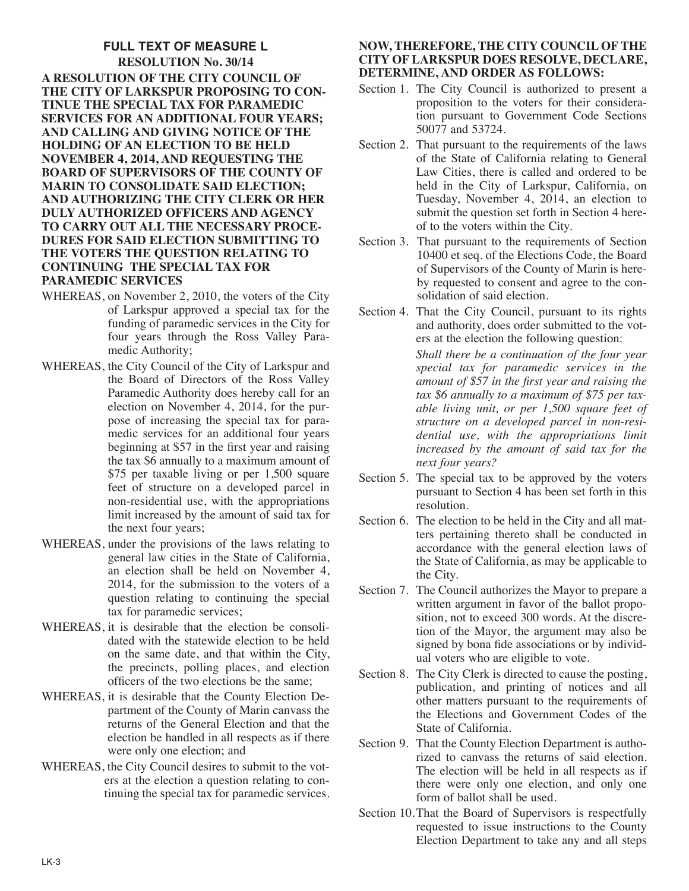## FULL TEXT OF MEASURE L

### RESOLUTION No. 30/14

**A RESOLUTION OF THE CITY COUNCIL OF THE CITY OF LARKSPUR PROPOSING TO CONTINUE THE SPECIAL TAX FOR PARAMEDIC SERVICES FOR AN ADDITIONAL FOUR YEARS; AND CALLING AND GIVING NOTICE OF THE HOLDING OF AN ELECTION TO BE HELD NOVEMBER 4, 2014, AND REQUESTING THE BOARD OF SUPERVISORS OF THE COUNTY OF MARIN TO CONSOLIDATE SAID ELECTION; AND AUTHORIZING THE CITY CLERK OR HER DULY AUTHORIZED OFFICERS AND AGENCY TO CARRY OUT ALL THE NECESSARY PROCEDURES FOR SAID ELECTION SUBMITTING TO THE VOTERS THE QUESTION RELATING TO CONTINUING THE SPECIAL TAX FOR PARAMEDIC SERVICES**

WHEREAS, on November 2, 2010, the voters of the City of Larkspur approved a special tax for the funding of paramedic services in the City for four years through the Ross Valley Paramedic Authority;

WHEREAS, the City Council of the City of Larkspur and the Board of Directors of the Ross Valley Paramedic Authority does hereby call for an election on November 4, 2014, for the purpose of increasing the special tax for paramedic services for an additional four years beginning at $57 in the first year and raising the tax $6 annually to a maximum amount of $75 per taxable living or per 1,500 square feet of structure on a developed parcel in non-residential use, with the appropriations limit increased by the amount of said tax for the next four years;

WHEREAS, under the provisions of the laws relating to general law cities in the State of California, an election shall be held on November 4, 2014, for the submission to the voters of a question relating to continuing the special tax for paramedic services;

WHEREAS, it is desirable that the election be consolidated with the statewide election to be held on the same date, and that within the City, the precincts, polling places, and election officers of the two elections be the same;

WHEREAS, it is desirable that the County Election Department of the County of Marin canvass the returns of the General Election and that the election be handled in all respects as if there were only one election; and

WHEREAS, the City Council desires to submit to the voters at the election a question relating to continuing the special tax for paramedic services.

**NOW, THEREFORE, THE CITY COUNCIL OF THE CITY OF LARKSPUR DOES RESOLVE, DECLARE, DETERMINE, AND ORDER AS FOLLOWS:**

Section 1. The City Council is authorized to present a proposition to the voters for their consideration pursuant to Government Code Sections 50077 and 53724.

Section 2. That pursuant to the requirements of the laws of the State of California relating to General Law Cities, there is called and ordered to be held in the City of Larkspur, California, on Tuesday, November 4, 2014, an election to submit the question set forth in Section 4 hereof to the voters within the City.

Section 3. That pursuant to the requirements of Section 10400 et seq. of the Elections Code, the Board of Supervisors of the County of Marin is hereby requested to consent and agree to the consolidation of said election.

Section 4. That the City Council, pursuant to its rights and authority, does order submitted to the voters at the election the following question:

*Shall there be a continuation of the four year special tax for paramedic services in the amount of $57 in the first year and raising the tax $6 annually to a maximum of $75 per taxable living unit, or per 1,500 square feet of structure on a developed parcel in non-residential use, with the appropriations limit increased by the amount of said tax for the next four years?*

Section 5. The special tax to be approved by the voters pursuant to Section 4 has been set forth in this resolution.

Section 6. The election to be held in the City and all matters pertaining thereto shall be conducted in accordance with the general election laws of the State of California, as may be applicable to the City.

Section 7. The Council authorizes the Mayor to prepare a written argument in favor of the ballot proposition, not to exceed 300 words. At the discretion of the Mayor, the argument may also be signed by bona fide associations or by individual voters who are eligible to vote.

Section 8. The City Clerk is directed to cause the posting, publication, and printing of notices and all other matters pursuant to the requirements of the Elections and Government Codes of the State of California.

Section 9. That the County Election Department is authorized to canvass the returns of said election. The election will be held in all respects as if there were only one election, and only one form of ballot shall be used.

Section 10. That the Board of Supervisors is respectfully requested to issue instructions to the County Election Department to take any and all steps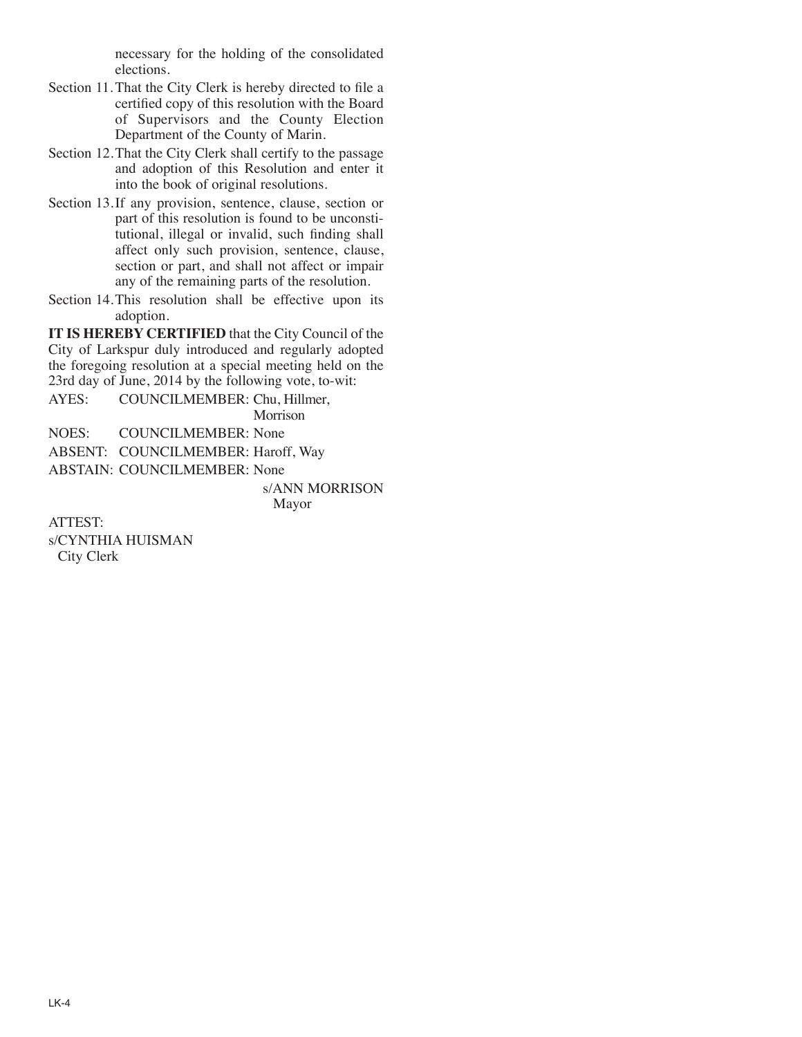necessary for the holding of the consolidated elections.

Section 11. That the City Clerk is hereby directed to file a certified copy of this resolution with the Board of Supervisors and the County Election Department of the County of Marin.

Section 12. That the City Clerk shall certify to the passage and adoption of this Resolution and enter it into the book of original resolutions.

Section 13. If any provision, sentence, clause, section or part of this resolution is found to be unconstitutional, illegal or invalid, such finding shall affect only such provision, sentence, clause, section or part, and shall not affect or impair any of the remaining parts of the resolution.

Section 14. This resolution shall be effective upon its adoption.

**IT IS HEREBY CERTIFIED** that the City Council of the City of Larkspur duly introduced and regularly adopted the foregoing resolution at a special meeting held on the 23rd day of June, 2014 by the following vote, to-wit:

AYES: COUNCILMEMBER: Chu, Hillmer, Morrison

NOES: COUNCILMEMBER: None

ABSENT: COUNCILMEMBER: Haroff, Way

ABSTAIN: COUNCILMEMBER: None

s/ANN MORRISON
Mayor

ATTEST:

s/CYNTHIA HUISMAN
City Clerk